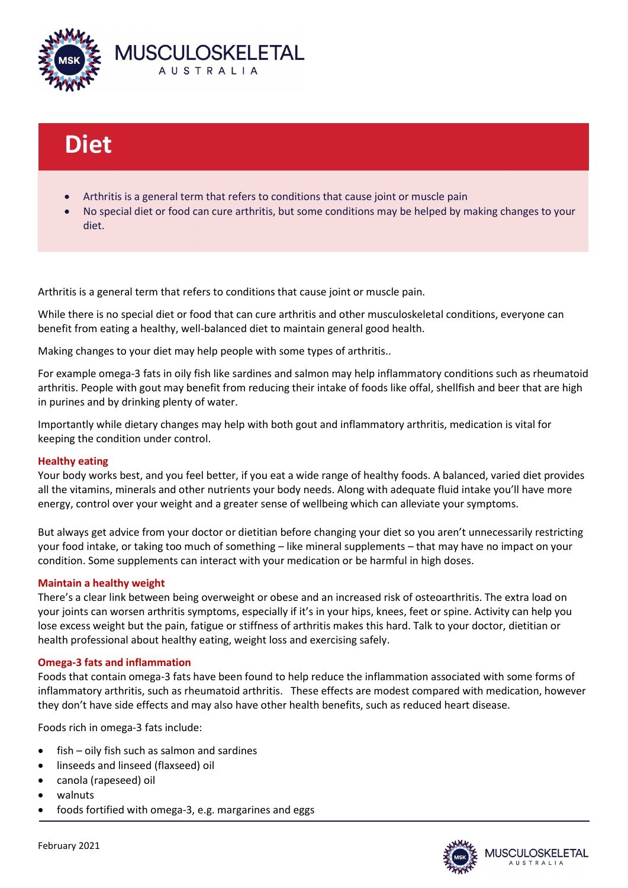# Diet

- Arthritis is a general term that refers to conditions that cause joint or muscle pain
- No special diet or food can cure arthritis, but some conditions may be helped by making changes to your diet.

Arthritis is a general term that refers to conditions that cause joint or muscle pain.

While there is no special diet or food that can cure arthritis and other musculoskeletal conditions, everyone can benefit from eating a healthy, well-balanced diet to maintain general good health.

Making changes to your diet may help people with some types of arthritis..

For example omega-3 fats in oily fish like sardines and salmon may help inflammatory conditions such as rheumatoid arthritis. People with gout may benefit from reducing their intake of foods like offal, shellfish and beer that are high in purines and by drinking plenty of water.

Importantly while dietary changes may help with both gout and inflammatory arthritis, medication is vital for keeping the condition under control.

## Healthy eating

Your body works best, and you feel better, if you eat a wide range of healthy foods. A balanced, varied diet provides all the vitamins, minerals and other nutrients your body needs. Along with adequate fluid intake you'll have more energy, control over your weight and a greater sense of wellbeing which can alleviate your symptoms.

But always get advice from your doctor or dietitian before changing your diet so you aren't unnecessarily restricting your food intake, or taking too much of something – like mineral supplements – that may have no impact on your condition. Some supplements can interact with your medication or be harmful in high doses.

## Maintain a healthy weight

There's a clear link between being overweight or obese and an increased risk of osteoarthritis. The extra load on your joints can worsen arthritis symptoms, especially if it's in your hips, knees, feet or spine. Activity can help you lose excess weight but the pain, fatigue or stiffness of arthritis makes this hard. Talk to your doctor, dietitian or health professional about healthy eating, weight loss and exercising safely.

## Omega-3 fats and inflammation

Foods that contain omega-3 fats have been found to help reduce the inflammation associated with some forms of inflammatory arthritis, such as rheumatoid arthritis. These effects are modest compared with medication, however they don't have side effects and may also have other health benefits, such as reduced heart disease.

Foods rich in omega-3 fats include:

- fish – oily fish such as salmon and sardines
- linseeds and linseed (flaxseed) oil
- canola (rapeseed) oil
- walnuts
- foods fortified with omega-3, e.g. margarines and eggs

February 2021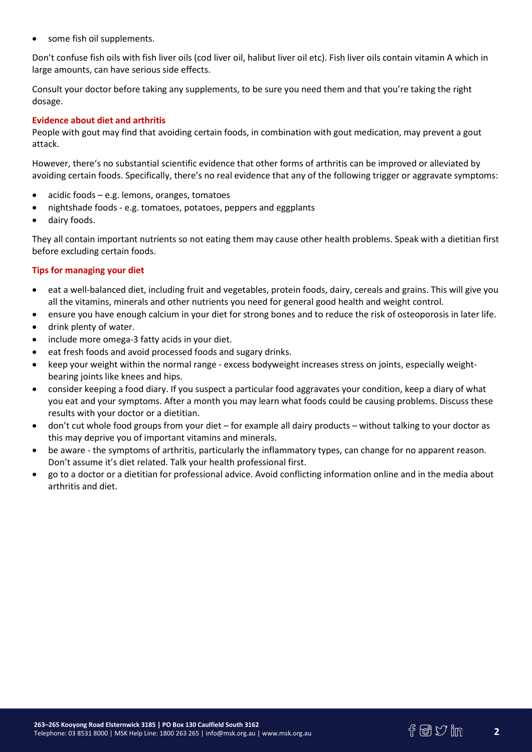- some fish oil supplements.

Don't confuse fish oils with fish liver oils (cod liver oil, halibut liver oil etc). Fish liver oils contain vitamin A which in large amounts, can have serious side effects.

Consult your doctor before taking any supplements, to be sure you need them and that you're taking the right dosage.

### Evidence about diet and arthritis

People with gout may find that avoiding certain foods, in combination with gout medication, may prevent a gout attack.

However, there's no substantial scientific evidence that other forms of arthritis can be improved or alleviated by avoiding certain foods. Specifically, there's no real evidence that any of the following trigger or aggravate symptoms:

- acidic foods – e.g. lemons, oranges, tomatoes
- nightshade foods - e.g. tomatoes, potatoes, peppers and eggplants
- dairy foods.

They all contain important nutrients so not eating them may cause other health problems. Speak with a dietitian first before excluding certain foods.

### Tips for managing your diet

- eat a well-balanced diet, including fruit and vegetables, protein foods, dairy, cereals and grains. This will give you all the vitamins, minerals and other nutrients you need for general good health and weight control.
- ensure you have enough calcium in your diet for strong bones and to reduce the risk of osteoporosis in later life.
- drink plenty of water.
- include more omega-3 fatty acids in your diet.
- eat fresh foods and avoid processed foods and sugary drinks.
- keep your weight within the normal range - excess bodyweight increases stress on joints, especially weight-bearing joints like knees and hips.
- consider keeping a food diary. If you suspect a particular food aggravates your condition, keep a diary of what you eat and your symptoms. After a month you may learn what foods could be causing problems. Discuss these results with your doctor or a dietitian.
- don't cut whole food groups from your diet – for example all dairy products – without talking to your doctor as this may deprive you of important vitamins and minerals.
- be aware - the symptoms of arthritis, particularly the inflammatory types, can change for no apparent reason. Don't assume it's diet related. Talk your health professional first.
- go to a doctor or a dietitian for professional advice. Avoid conflicting information online and in the media about arthritis and diet.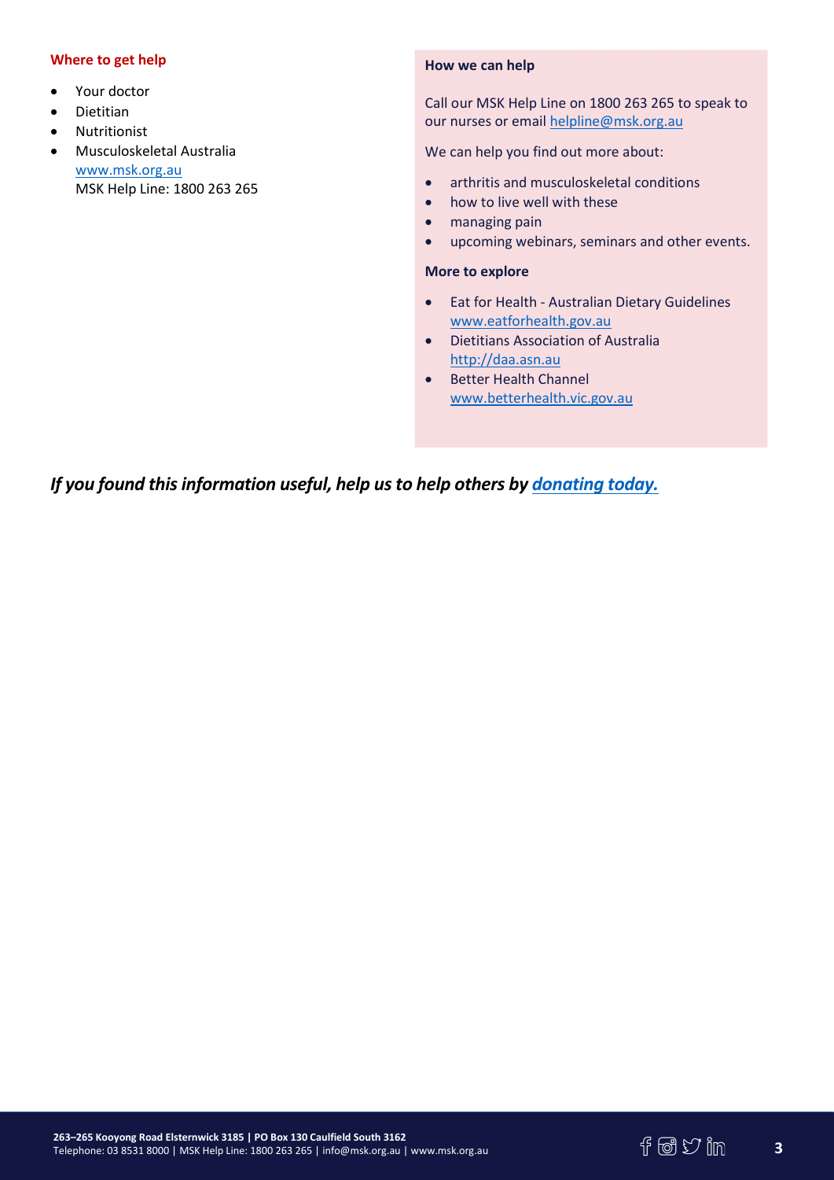### Where to get help

- Your doctor
- Dietitian
- Nutritionist
- Musculoskeletal Australia
  www.msk.org.au
  MSK Help Line: 1800 263 265

### How we can help

Call our MSK Help Line on 1800 263 265 to speak to our nurses or email helpline@msk.org.au

We can help you find out more about:

- arthritis and musculoskeletal conditions
- how to live well with these
- managing pain
- upcoming webinars, seminars and other events.

### More to explore

- Eat for Health - Australian Dietary Guidelines
  www.eatforhealth.gov.au
- Dietitians Association of Australia
  http://daa.asn.au
- Better Health Channel
  www.betterhealth.vic.gov.au

***If you found this information useful, help us to help others by donating today.***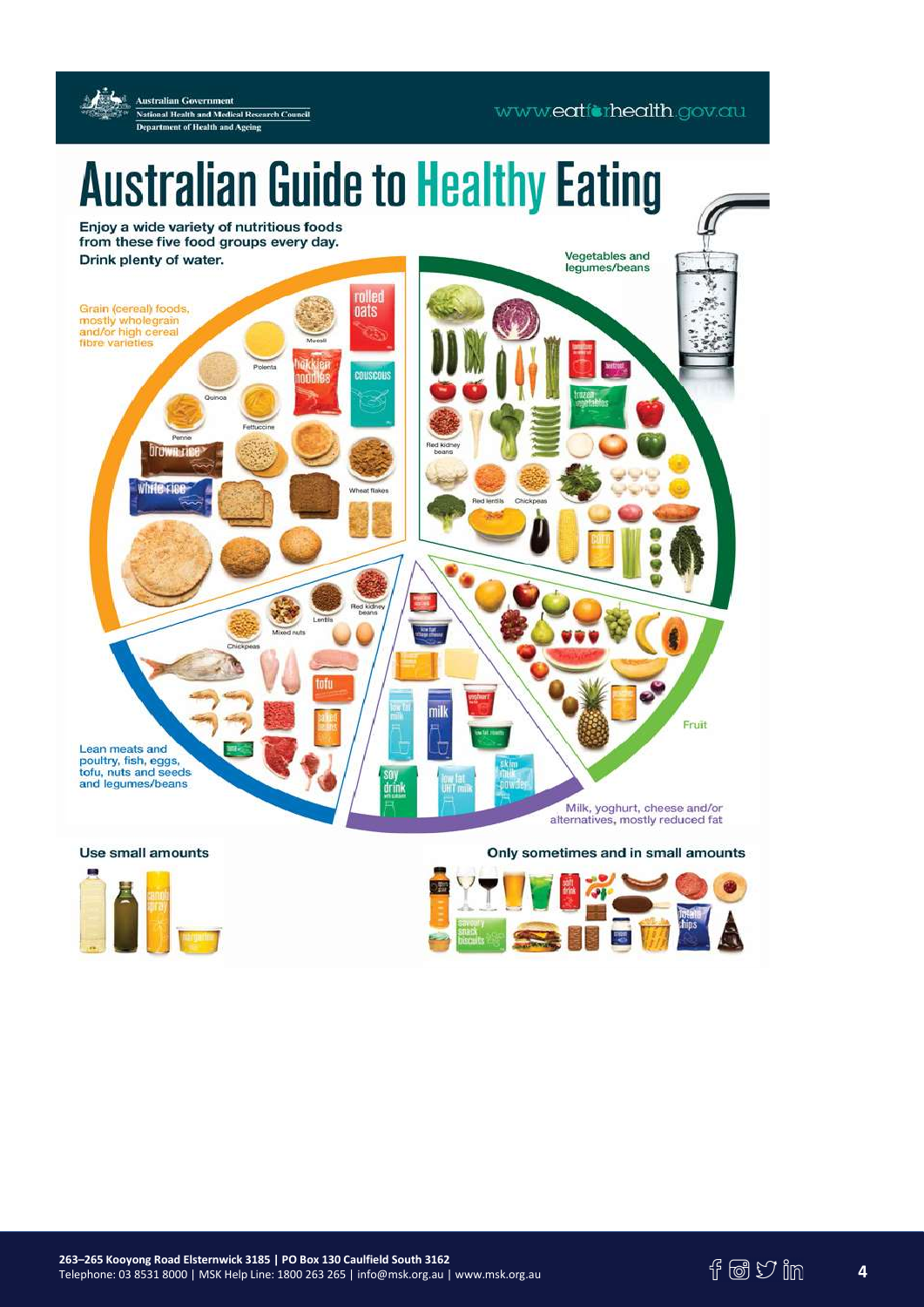Australian Government
National Health and Medical Research Council
Department of Health and Ageing

www.eatforhealth.gov.au

# Australian Guide to Healthy Eating

Enjoy a wide variety of nutritious foods from these five food groups every day.

Drink plenty of water.

Grain (cereal) foods, mostly wholegrain and/or high cereal fibre varieties

Vegetables and legumes/beans

Fruit

Milk, yoghurt, cheese and/or alternatives, mostly reduced fat

Lean meats and poultry, fish, eggs, tofu, nuts and seeds and legumes/beans

Use small amounts

Only sometimes and in small amounts

263–265 Kooyong Road Elsternwick 3185 | PO Box 130 Caulfield South 3162
Telephone: 03 8531 8000 | MSK Help Line: 1800 263 265 | info@msk.org.au | www.msk.org.au